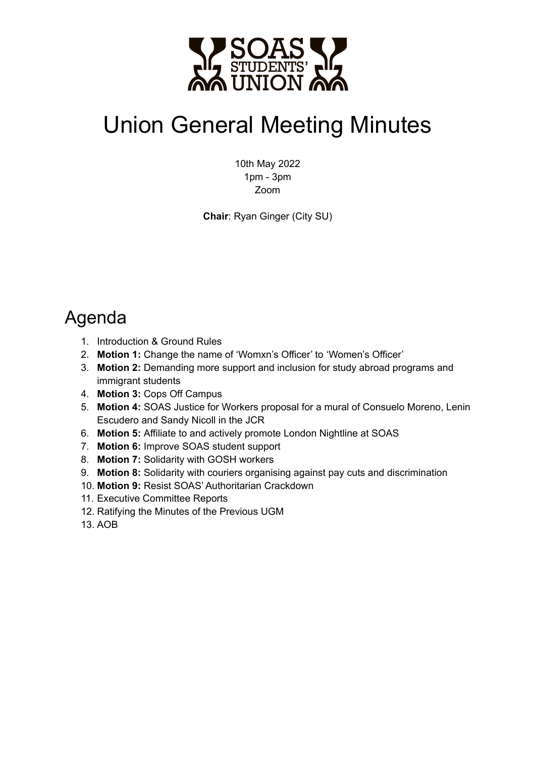# Union General Meeting Minutes

10th May 2022
1pm - 3pm
Zoom

**Chair**: Ryan Ginger (City SU)

## Agenda

1. Introduction & Ground Rules
2. **Motion 1:** Change the name of 'Womxn's Officer' to 'Women's Officer'
3. **Motion 2:** Demanding more support and inclusion for study abroad programs and immigrant students
4. **Motion 3:** Cops Off Campus
5. **Motion 4:** SOAS Justice for Workers proposal for a mural of Consuelo Moreno, Lenin Escudero and Sandy Nicoll in the JCR
6. **Motion 5:** Affiliate to and actively promote London Nightline at SOAS
7. **Motion 6:** Improve SOAS student support
8. **Motion 7:** Solidarity with GOSH workers
9. **Motion 8:** Solidarity with couriers organising against pay cuts and discrimination
10. **Motion 9:** Resist SOAS' Authoritarian Crackdown
11. Executive Committee Reports
12. Ratifying the Minutes of the Previous UGM
13. AOB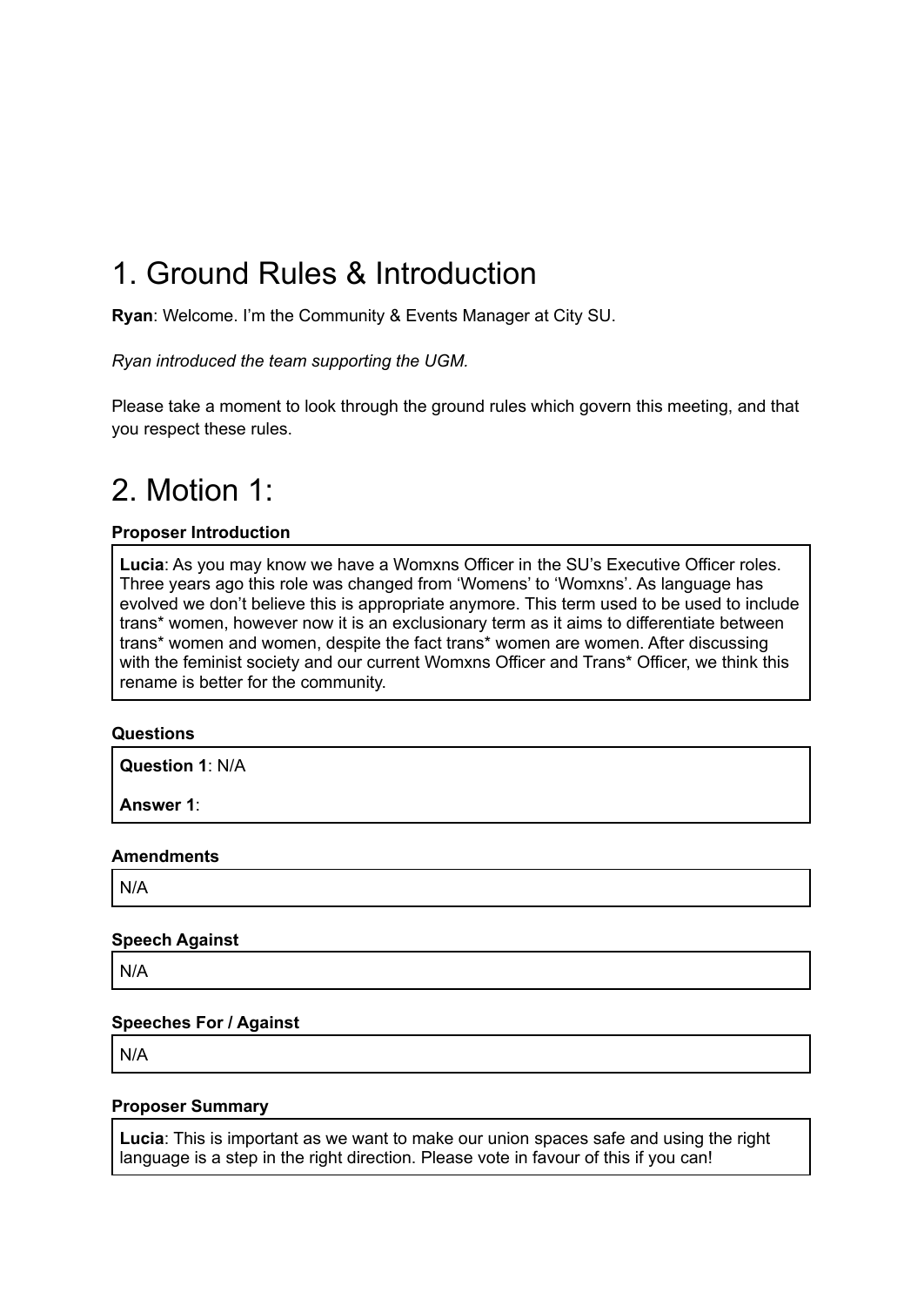# 1. Ground Rules & Introduction

**Ryan**: Welcome. I'm the Community & Events Manager at City SU.

*Ryan introduced the team supporting the UGM.*

Please take a moment to look through the ground rules which govern this meeting, and that you respect these rules.

# 2. Motion 1:

**Proposer Introduction**

**Lucia**: As you may know we have a Womxns Officer in the SU's Executive Officer roles. Three years ago this role was changed from 'Womens' to 'Womxns'. As language has evolved we don't believe this is appropriate anymore. This term used to be used to include trans* women, however now it is an exclusionary term as it aims to differentiate between trans* women and women, despite the fact trans* women are women. After discussing with the feminist society and our current Womxns Officer and Trans* Officer, we think this rename is better for the community.

**Questions**

**Question 1**: N/A

**Answer 1**:

**Amendments**

N/A

**Speech Against**

N/A

**Speeches For / Against**

N/A

**Proposer Summary**

**Lucia**: This is important as we want to make our union spaces safe and using the right language is a step in the right direction. Please vote in favour of this if you can!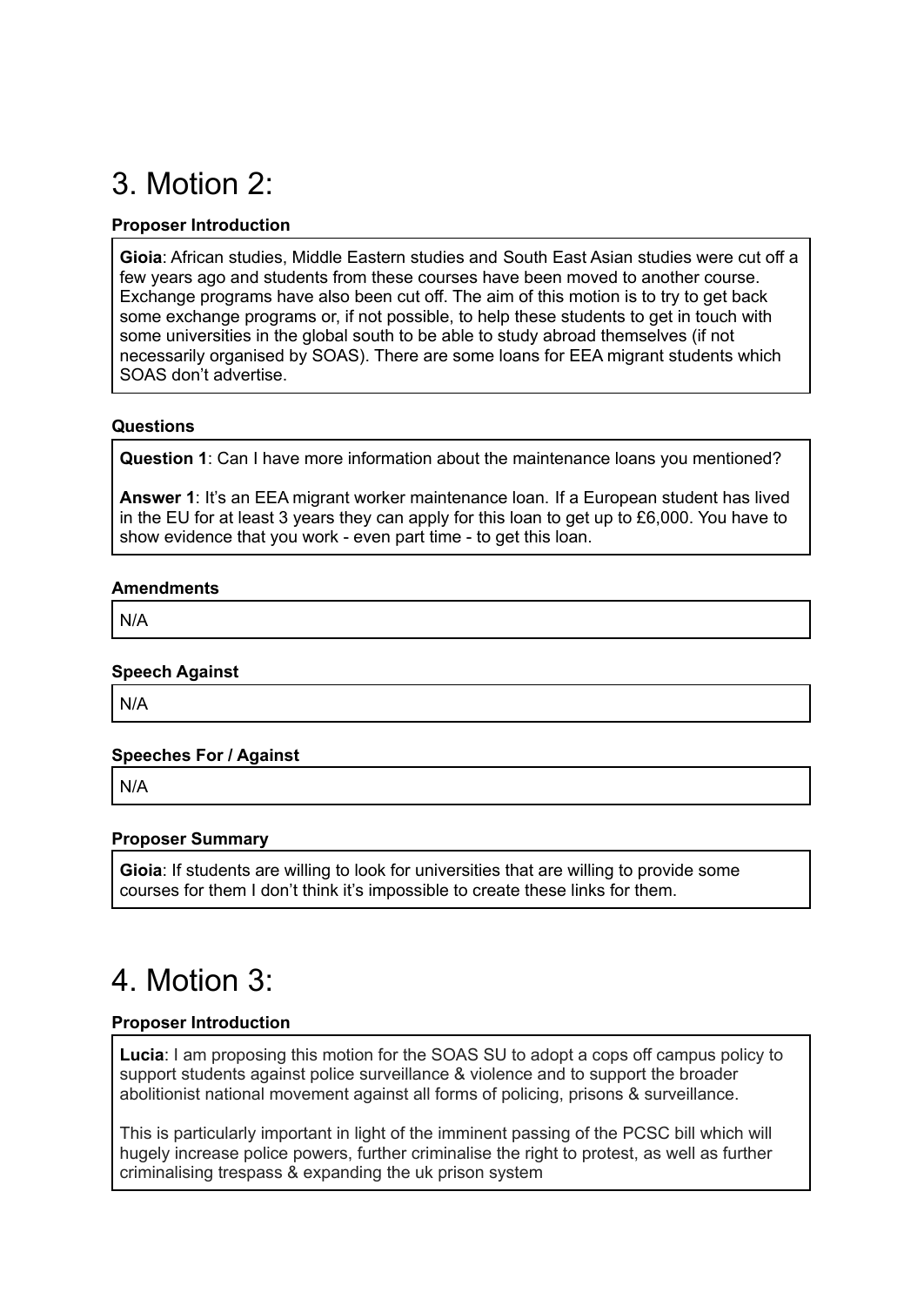# 3. Motion 2:

**Proposer Introduction**

**Gioia**: African studies, Middle Eastern studies and South East Asian studies were cut off a few years ago and students from these courses have been moved to another course. Exchange programs have also been cut off. The aim of this motion is to try to get back some exchange programs or, if not possible, to help these students to get in touch with some universities in the global south to be able to study abroad themselves (if not necessarily organised by SOAS). There are some loans for EEA migrant students which SOAS don't advertise.

**Questions**

**Question 1**: Can I have more information about the maintenance loans you mentioned?

**Answer 1**: It's an EEA migrant worker maintenance loan. If a European student has lived in the EU for at least 3 years they can apply for this loan to get up to £6,000. You have to show evidence that you work - even part time - to get this loan.

**Amendments**

N/A

**Speech Against**

N/A

**Speeches For / Against**

N/A

**Proposer Summary**

**Gioia**: If students are willing to look for universities that are willing to provide some courses for them I don't think it's impossible to create these links for them.

# 4. Motion 3:

**Proposer Introduction**

**Lucia**: I am proposing this motion for the SOAS SU to adopt a cops off campus policy to support students against police surveillance & violence and to support the broader abolitionist national movement against all forms of policing, prisons & surveillance.

This is particularly important in light of the imminent passing of the PCSC bill which will hugely increase police powers, further criminalise the right to protest, as well as further criminalising trespass & expanding the uk prison system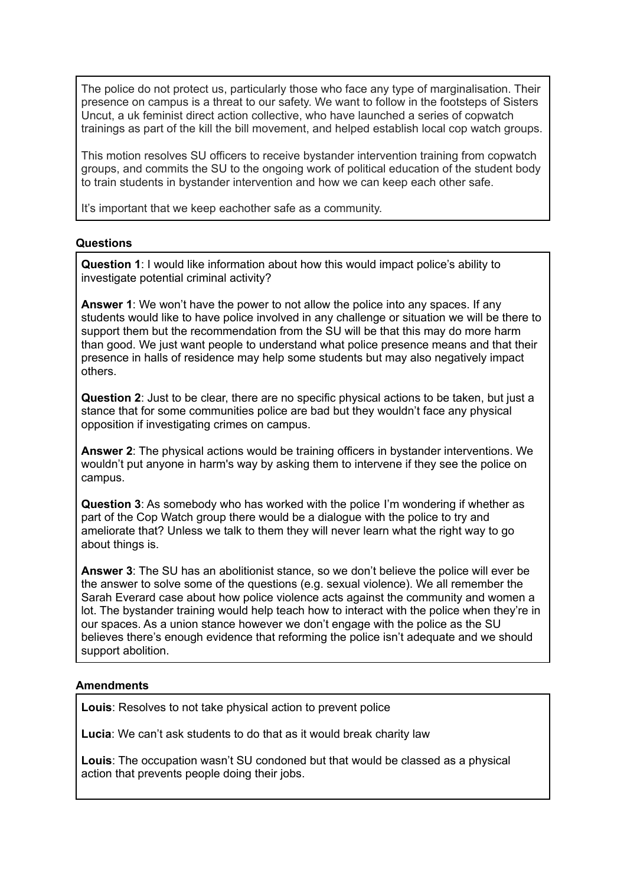The police do not protect us, particularly those who face any type of marginalisation. Their presence on campus is a threat to our safety. We want to follow in the footsteps of Sisters Uncut, a uk feminist direct action collective, who have launched a series of copwatch trainings as part of the kill the bill movement, and helped establish local cop watch groups.

This motion resolves SU officers to receive bystander intervention training from copwatch groups, and commits the SU to the ongoing work of political education of the student body to train students in bystander intervention and how we can keep each other safe.

It's important that we keep eachother safe as a community.

**Questions**

**Question 1**: I would like information about how this would impact police's ability to investigate potential criminal activity?

**Answer 1**: We won't have the power to not allow the police into any spaces. If any students would like to have police involved in any challenge or situation we will be there to support them but the recommendation from the SU will be that this may do more harm than good. We just want people to understand what police presence means and that their presence in halls of residence may help some students but may also negatively impact others.

**Question 2**: Just to be clear, there are no specific physical actions to be taken, but just a stance that for some communities police are bad but they wouldn't face any physical opposition if investigating crimes on campus.

**Answer 2**: The physical actions would be training officers in bystander interventions. We wouldn't put anyone in harm's way by asking them to intervene if they see the police on campus.

**Question 3**: As somebody who has worked with the police I'm wondering if whether as part of the Cop Watch group there would be a dialogue with the police to try and ameliorate that? Unless we talk to them they will never learn what the right way to go about things is.

**Answer 3**: The SU has an abolitionist stance, so we don't believe the police will ever be the answer to solve some of the questions (e.g. sexual violence). We all remember the Sarah Everard case about how police violence acts against the community and women a lot. The bystander training would help teach how to interact with the police when they're in our spaces. As a union stance however we don't engage with the police as the SU believes there's enough evidence that reforming the police isn't adequate and we should support abolition.

**Amendments**

**Louis**: Resolves to not take physical action to prevent police

**Lucia**: We can't ask students to do that as it would break charity law

**Louis**: The occupation wasn't SU condoned but that would be classed as a physical action that prevents people doing their jobs.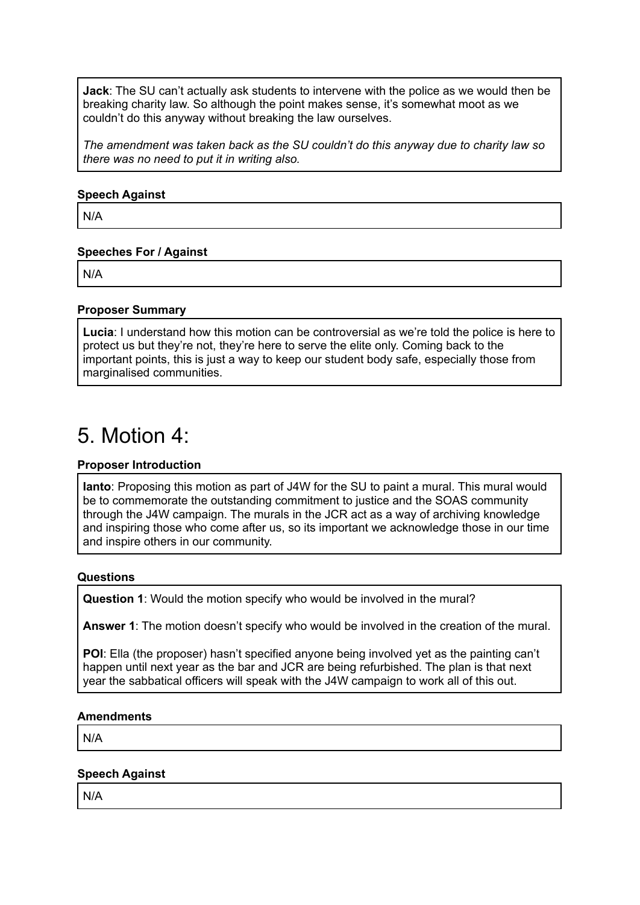**Jack**: The SU can't actually ask students to intervene with the police as we would then be breaking charity law. So although the point makes sense, it's somewhat moot as we couldn't do this anyway without breaking the law ourselves.

*The amendment was taken back as the SU couldn't do this anyway due to charity law so there was no need to put it in writing also.*

**Speech Against**

N/A

**Speeches For / Against**

N/A

**Proposer Summary**

**Lucia**: I understand how this motion can be controversial as we're told the police is here to protect us but they're not, they're here to serve the elite only. Coming back to the important points, this is just a way to keep our student body safe, especially those from marginalised communities.

# 5. Motion 4:

**Proposer Introduction**

**Ianto**: Proposing this motion as part of J4W for the SU to paint a mural. This mural would be to commemorate the outstanding commitment to justice and the SOAS community through the J4W campaign. The murals in the JCR act as a way of archiving knowledge and inspiring those who come after us, so its important we acknowledge those in our time and inspire others in our community.

**Questions**

**Question 1**: Would the motion specify who would be involved in the mural?

**Answer 1**: The motion doesn't specify who would be involved in the creation of the mural.

**POI**: Ella (the proposer) hasn't specified anyone being involved yet as the painting can't happen until next year as the bar and JCR are being refurbished. The plan is that next year the sabbatical officers will speak with the J4W campaign to work all of this out.

**Amendments**

N/A

**Speech Against**

N/A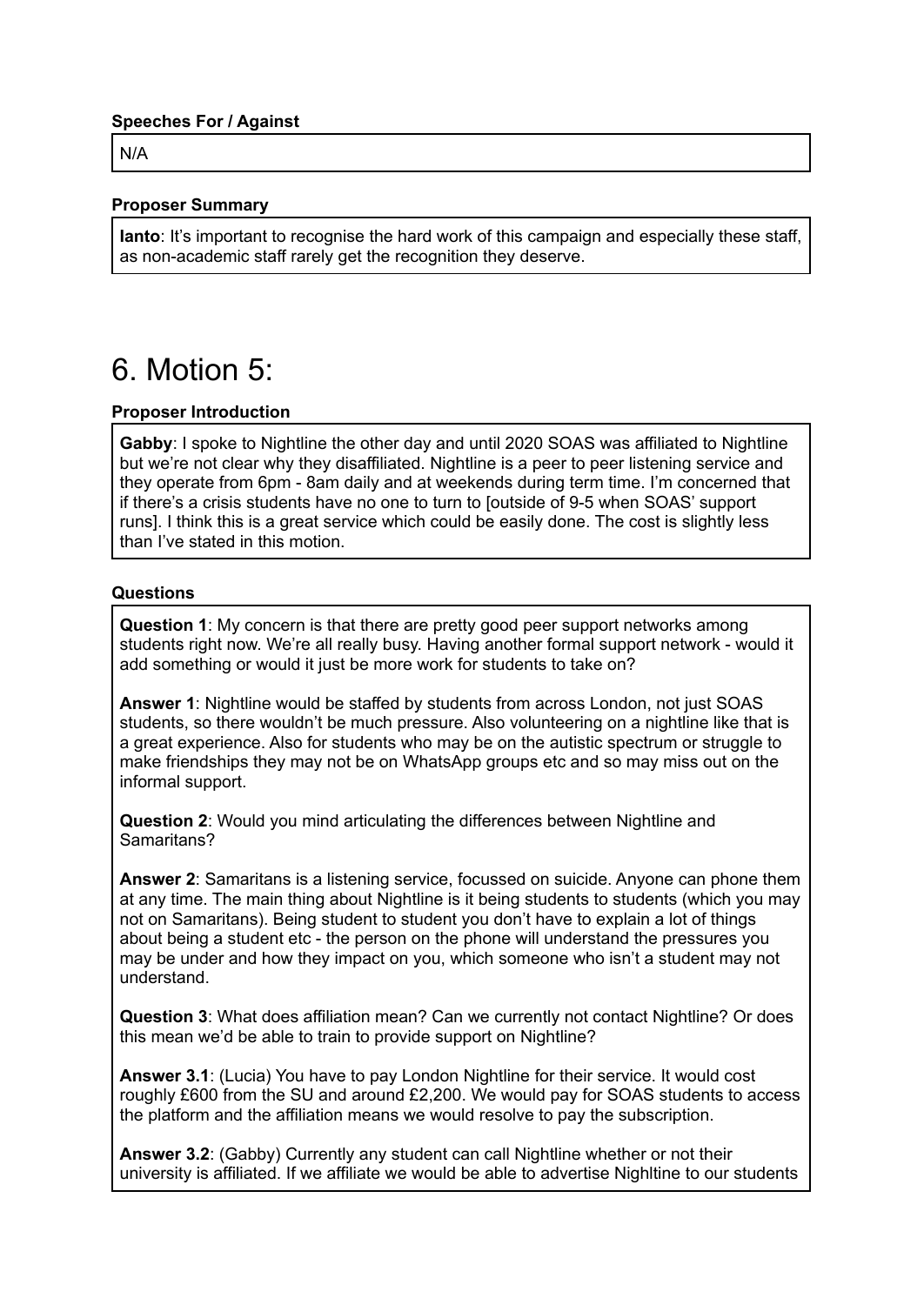**Speeches For / Against**

N/A

**Proposer Summary**

**Ianto**: It's important to recognise the hard work of this campaign and especially these staff, as non-academic staff rarely get the recognition they deserve.

# 6. Motion 5:

**Proposer Introduction**

**Gabby**: I spoke to Nightline the other day and until 2020 SOAS was affiliated to Nightline but we're not clear why they disaffiliated. Nightline is a peer to peer listening service and they operate from 6pm - 8am daily and at weekends during term time. I'm concerned that if there's a crisis students have no one to turn to [outside of 9-5 when SOAS' support runs]. I think this is a great service which could be easily done. The cost is slightly less than I've stated in this motion.

**Questions**

**Question 1**: My concern is that there are pretty good peer support networks among students right now. We're all really busy. Having another formal support network - would it add something or would it just be more work for students to take on?

**Answer 1**: Nightline would be staffed by students from across London, not just SOAS students, so there wouldn't be much pressure. Also volunteering on a nightline like that is a great experience. Also for students who may be on the autistic spectrum or struggle to make friendships they may not be on WhatsApp groups etc and so may miss out on the informal support.

**Question 2**: Would you mind articulating the differences between Nightline and Samaritans?

**Answer 2**: Samaritans is a listening service, focussed on suicide. Anyone can phone them at any time. The main thing about Nightline is it being students to students (which you may not on Samaritans). Being student to student you don't have to explain a lot of things about being a student etc - the person on the phone will understand the pressures you may be under and how they impact on you, which someone who isn't a student may not understand.

**Question 3**: What does affiliation mean? Can we currently not contact Nightline? Or does this mean we'd be able to train to provide support on Nightline?

**Answer 3.1**: (Lucia) You have to pay London Nightline for their service. It would cost roughly £600 from the SU and around £2,200. We would pay for SOAS students to access the platform and the affiliation means we would resolve to pay the subscription.

**Answer 3.2**: (Gabby) Currently any student can call Nightline whether or not their university is affiliated. If we affiliate we would be able to advertise Nighltine to our students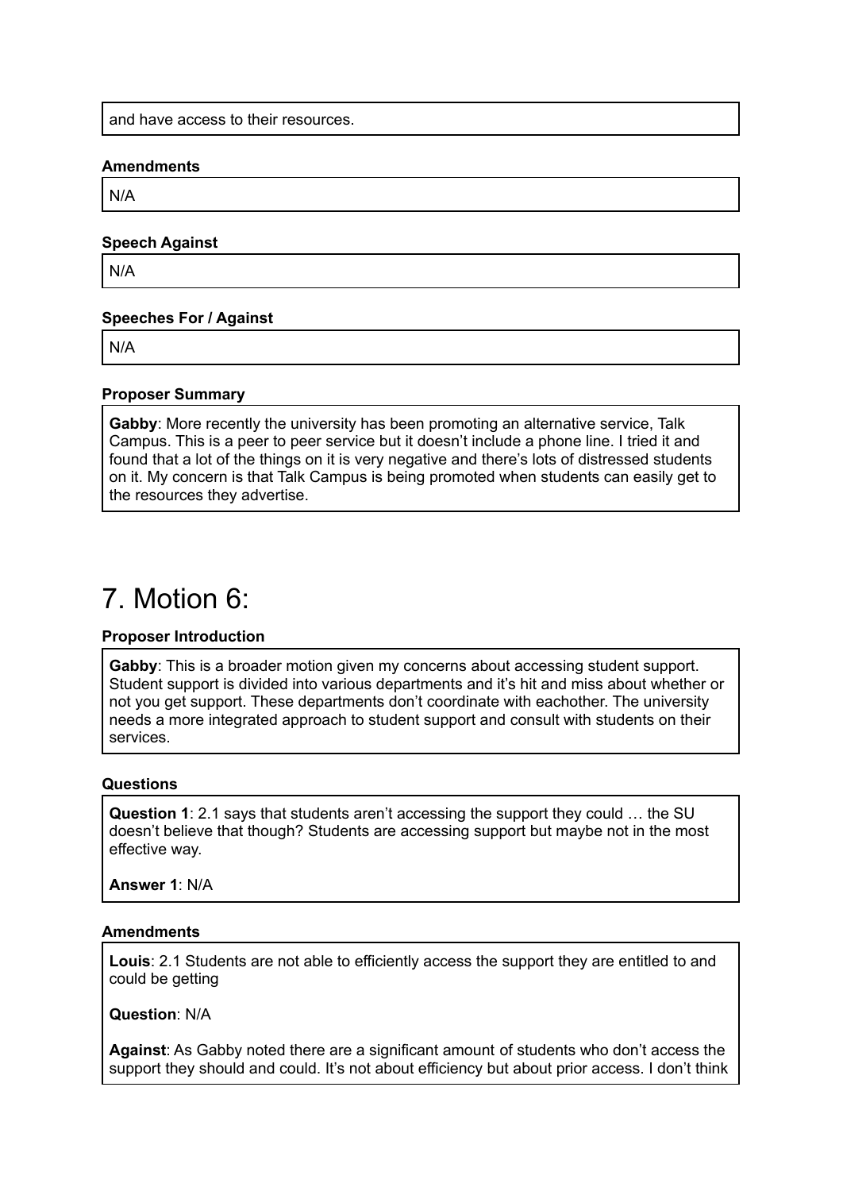and have access to their resources.

**Amendments**

N/A

**Speech Against**

N/A

**Speeches For / Against**

N/A

**Proposer Summary**

**Gabby**: More recently the university has been promoting an alternative service, Talk Campus. This is a peer to peer service but it doesn't include a phone line. I tried it and found that a lot of the things on it is very negative and there's lots of distressed students on it. My concern is that Talk Campus is being promoted when students can easily get to the resources they advertise.

# 7. Motion 6:

**Proposer Introduction**

**Gabby**: This is a broader motion given my concerns about accessing student support. Student support is divided into various departments and it's hit and miss about whether or not you get support. These departments don't coordinate with eachother. The university needs a more integrated approach to student support and consult with students on their services.

**Questions**

**Question 1**: 2.1 says that students aren't accessing the support they could … the SU doesn't believe that though? Students are accessing support but maybe not in the most effective way.

**Answer 1**: N/A

**Amendments**

**Louis**: 2.1 Students are not able to efficiently access the support they are entitled to and could be getting

**Question**: N/A

**Against**: As Gabby noted there are a significant amount of students who don't access the support they should and could. It's not about efficiency but about prior access. I don't think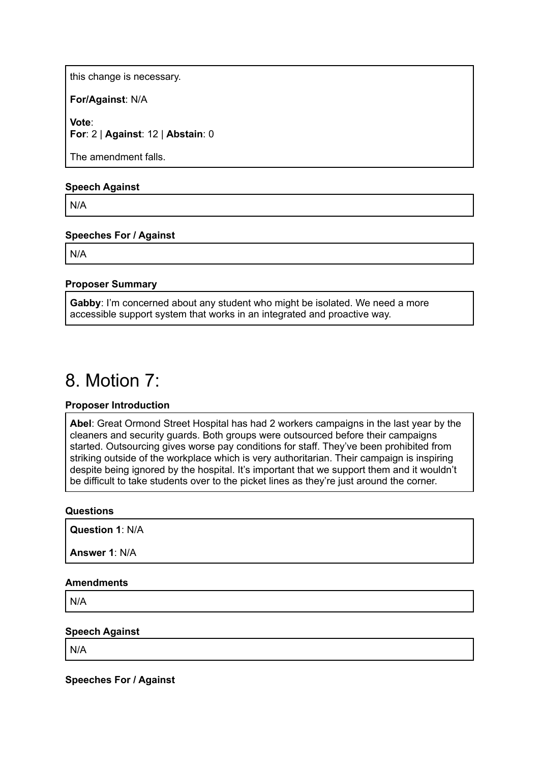this change is necessary.

**For/Against**: N/A

**Vote**:
**For**: 2 | **Against**: 12 | **Abstain**: 0

The amendment falls.

**Speech Against**

N/A

**Speeches For / Against**

N/A

**Proposer Summary**

**Gabby**: I'm concerned about any student who might be isolated. We need a more accessible support system that works in an integrated and proactive way.

# 8. Motion 7:

**Proposer Introduction**

**Abel**: Great Ormond Street Hospital has had 2 workers campaigns in the last year by the cleaners and security guards. Both groups were outsourced before their campaigns started. Outsourcing gives worse pay conditions for staff. They've been prohibited from striking outside of the workplace which is very authoritarian. Their campaign is inspiring despite being ignored by the hospital. It's important that we support them and it wouldn't be difficult to take students over to the picket lines as they're just around the corner.

**Questions**

**Question 1**: N/A

**Answer 1**: N/A

**Amendments**

N/A

**Speech Against**

N/A

**Speeches For / Against**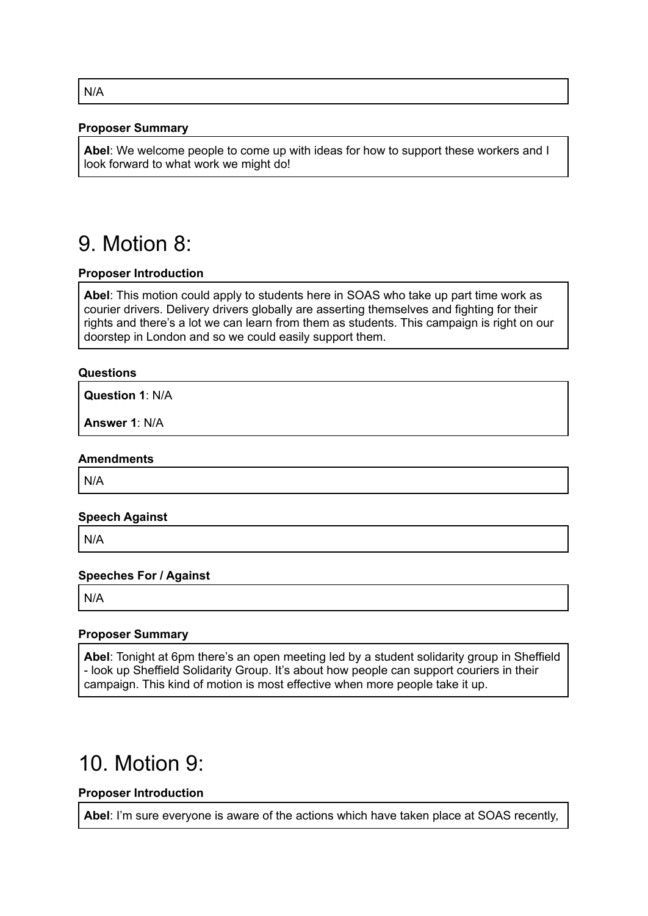N/A

**Proposer Summary**

**Abel**: We welcome people to come up with ideas for how to support these workers and I look forward to what work we might do!

# 9. Motion 8:

**Proposer Introduction**

**Abel**: This motion could apply to students here in SOAS who take up part time work as courier drivers. Delivery drivers globally are asserting themselves and fighting for their rights and there's a lot we can learn from them as students. This campaign is right on our doorstep in London and so we could easily support them.

**Questions**

**Question 1**: N/A

**Answer 1**: N/A

**Amendments**

N/A

**Speech Against**

N/A

**Speeches For / Against**

N/A

**Proposer Summary**

**Abel**: Tonight at 6pm there's an open meeting led by a student solidarity group in Sheffield - look up Sheffield Solidarity Group. It's about how people can support couriers in their campaign. This kind of motion is most effective when more people take it up.

# 10. Motion 9:

**Proposer Introduction**

**Abel**: I'm sure everyone is aware of the actions which have taken place at SOAS recently,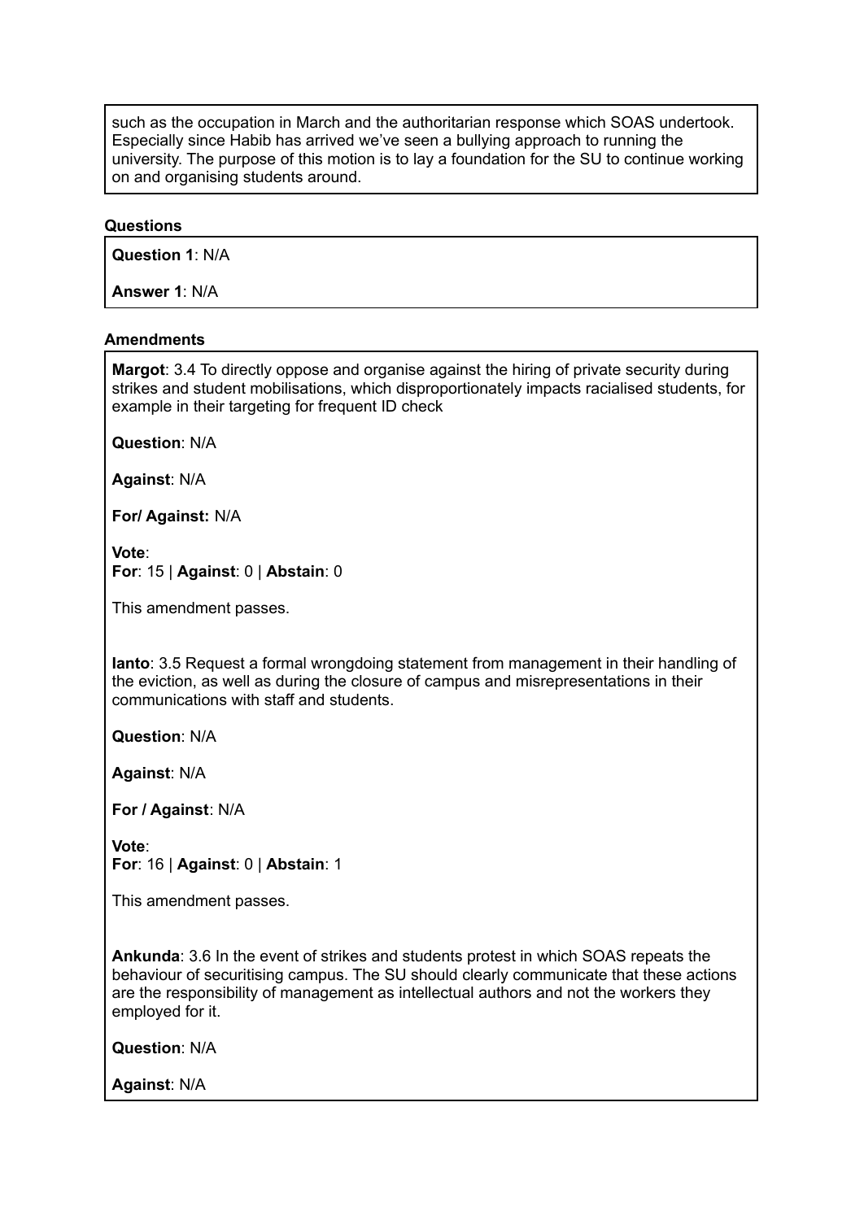such as the occupation in March and the authoritarian response which SOAS undertook. Especially since Habib has arrived we've seen a bullying approach to running the university. The purpose of this motion is to lay a foundation for the SU to continue working on and organising students around.

**Questions**

**Question 1**: N/A

**Answer 1**: N/A

**Amendments**

**Margot**: 3.4 To directly oppose and organise against the hiring of private security during strikes and student mobilisations, which disproportionately impacts racialised students, for example in their targeting for frequent ID check

**Question**: N/A

**Against**: N/A

**For/ Against:** N/A

**Vote**:
**For**: 15 | **Against**: 0 | **Abstain**: 0

This amendment passes.

**Ianto**: 3.5 Request a formal wrongdoing statement from management in their handling of the eviction, as well as during the closure of campus and misrepresentations in their communications with staff and students.

**Question**: N/A

**Against**: N/A

**For / Against**: N/A

**Vote**:
**For**: 16 | **Against**: 0 | **Abstain**: 1

This amendment passes.

**Ankunda**: 3.6 In the event of strikes and students protest in which SOAS repeats the behaviour of securitising campus. The SU should clearly communicate that these actions are the responsibility of management as intellectual authors and not the workers they employed for it.

**Question**: N/A

**Against**: N/A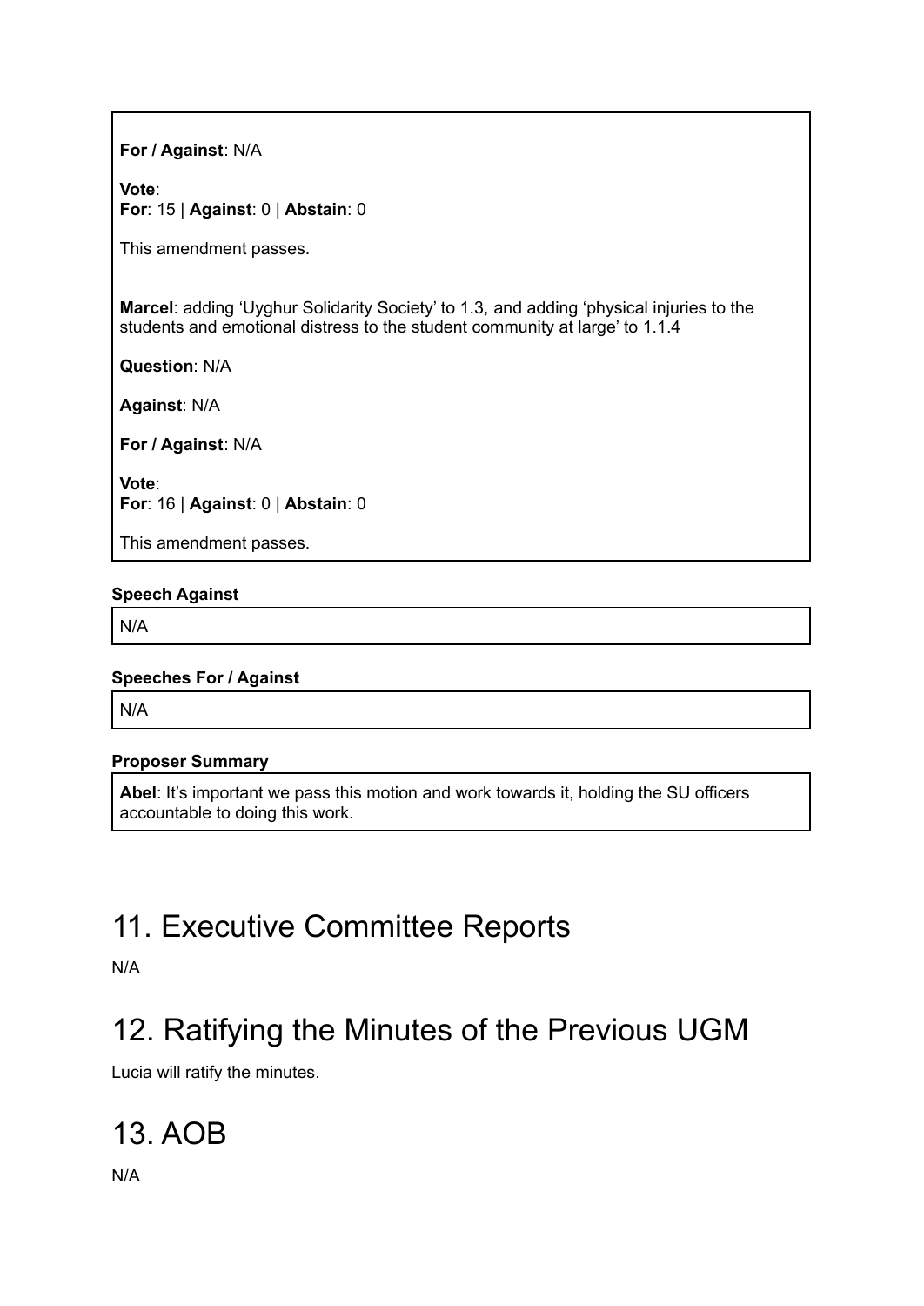**For / Against**: N/A

**Vote**:
**For**: 15 | **Against**: 0 | **Abstain**: 0

This amendment passes.

**Marcel**: adding 'Uyghur Solidarity Society' to 1.3, and adding 'physical injuries to the students and emotional distress to the student community at large' to 1.1.4

**Question**: N/A

**Against**: N/A

**For / Against**: N/A

**Vote**:
**For**: 16 | **Against**: 0 | **Abstain**: 0

This amendment passes.

**Speech Against**

N/A

**Speeches For / Against**

N/A

**Proposer Summary**

**Abel**: It's important we pass this motion and work towards it, holding the SU officers accountable to doing this work.

# 11. Executive Committee Reports

N/A

# 12. Ratifying the Minutes of the Previous UGM

Lucia will ratify the minutes.

# 13. AOB

N/A